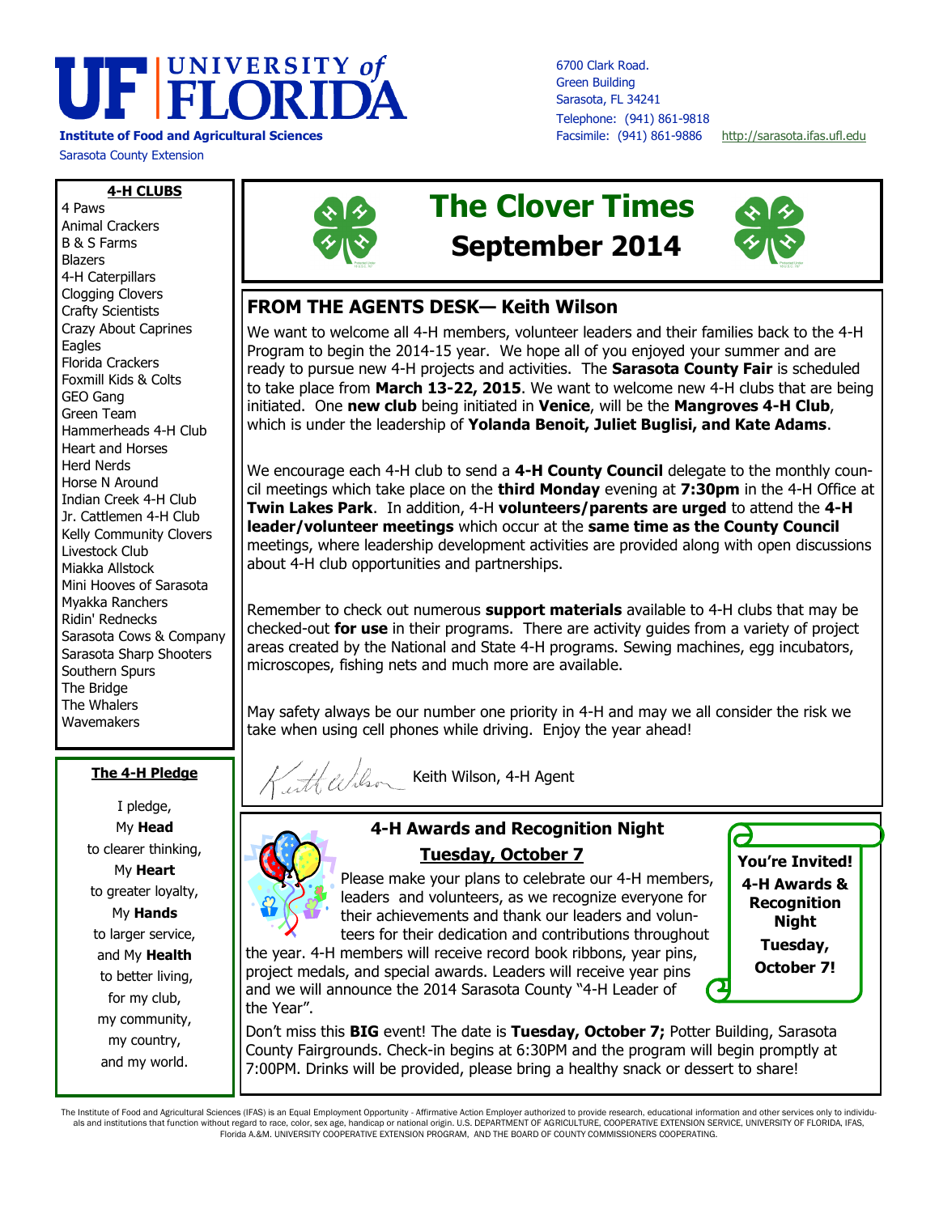# UF UNIVERSITY of FLORIDA

**Institute of Food and Agricultural Sciences**

Sarasota County Extension

6700 Clark Road.
Green Building
Sarasota, FL 34241
Telephone: (941) 861-9818
Facsimile: (941) 861-9886 http://sarasota.ifas.ufl.edu

# The Clover Times

## September 2014

## FROM THE AGENTS DESK— Keith Wilson

We want to welcome all 4-H members, volunteer leaders and their families back to the 4-H Program to begin the 2014-15 year. We hope all of you enjoyed your summer and are ready to pursue new 4-H projects and activities. The **Sarasota County Fair** is scheduled to take place from **March 13-22, 2015**. We want to welcome new 4-H clubs that are being initiated. One **new club** being initiated in **Venice**, will be the **Mangroves 4-H Club**, which is under the leadership of **Yolanda Benoit, Juliet Buglisi, and Kate Adams**.

We encourage each 4-H club to send a **4-H County Council** delegate to the monthly council meetings which take place on the **third Monday** evening at **7:30pm** in the 4-H Office at **Twin Lakes Park**. In addition, 4-H **volunteers/parents are urged** to attend the **4-H leader/volunteer meetings** which occur at the **same time as the County Council** meetings, where leadership development activities are provided along with open discussions about 4-H club opportunities and partnerships.

Remember to check out numerous **support materials** available to 4-H clubs that may be checked-out **for use** in their programs. There are activity guides from a variety of project areas created by the National and State 4-H programs. Sewing machines, egg incubators, microscopes, fishing nets and much more are available.

May safety always be our number one priority in 4-H and may we all consider the risk we take when using cell phones while driving. Enjoy the year ahead!

Keith Wilson, 4-H Agent

## 4-H Awards and Recognition Night

**Tuesday, October 7**

Please make your plans to celebrate our 4-H members, leaders and volunteers, as we recognize everyone for their achievements and thank our leaders and volunteers for their dedication and contributions throughout the year. 4-H members will receive record book ribbons, year pins, project medals, and special awards. Leaders will receive year pins and we will announce the 2014 Sarasota County "4-H Leader of the Year".

**You're Invited! 4-H Awards & Recognition Night Tuesday, October 7!**

Don't miss this **BIG** event! The date is **Tuesday, October 7;** Potter Building, Sarasota County Fairgrounds. Check-in begins at 6:30PM and the program will begin promptly at 7:00PM. Drinks will be provided, please bring a healthy snack or dessert to share!

### 4-H CLUBS

- 4 Paws
- Animal Crackers
- B & S Farms
- Blazers
- 4-H Caterpillars
- Clogging Clovers
- Crafty Scientists
- Crazy About Caprines
- Eagles
- Florida Crackers
- Foxmill Kids & Colts
- GEO Gang
- Green Team
- Hammerheads 4-H Club
- Heart and Horses
- Herd Nerds
- Horse N Around
- Indian Creek 4-H Club
- Jr. Cattlemen 4-H Club
- Kelly Community Clovers
- Livestock Club
- Miakka Allstock
- Mini Hooves of Sarasota
- Myakka Ranchers
- Ridin' Rednecks
- Sarasota Cows & Company
- Sarasota Sharp Shooters
- Southern Spurs
- The Bridge
- The Whalers
- Wavemakers

### The 4-H Pledge

I pledge,
My **Head**
to clearer thinking,
My **Heart**
to greater loyalty,
My **Hands**
to larger service,
and My **Health**
to better living,
for my club,
my community,
my country,
and my world.

The Institute of Food and Agricultural Sciences (IFAS) is an Equal Employment Opportunity - Affirmative Action Employer authorized to provide research, educational information and other services only to individuals and institutions that function without regard to race, color, sex age, handicap or national origin. U.S. DEPARTMENT OF AGRICULTURE, COOPERATIVE EXTENSION SERVICE, UNIVERSITY OF FLORIDA, IFAS, Florida A.&M. UNIVERSITY COOPERATIVE EXTENSION PROGRAM, AND THE BOARD OF COUNTY COMMISSIONERS COOPERATING.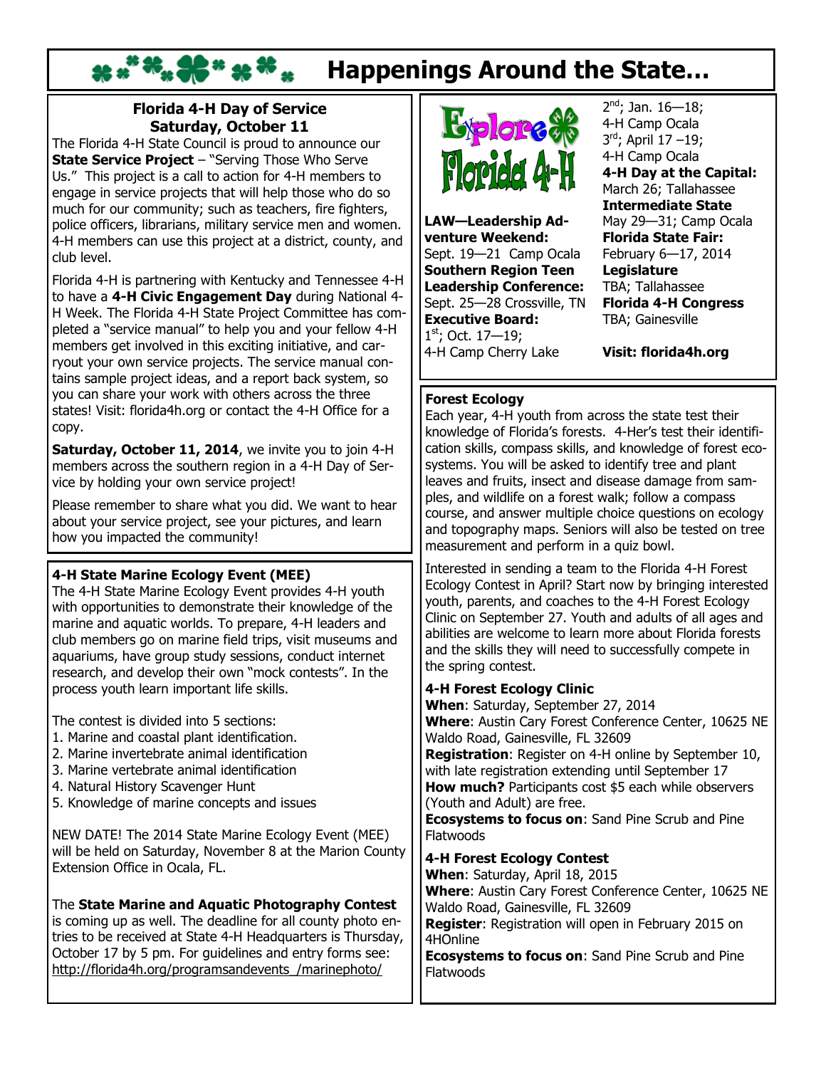# Happenings Around the State…

## Florida 4-H Day of Service
### Saturday, October 11

The Florida 4-H State Council is proud to announce our **State Service Project** – "Serving Those Who Serve Us." This project is a call to action for 4-H members to engage in service projects that will help those who do so much for our community; such as teachers, fire fighters, police officers, librarians, military service men and women. 4-H members can use this project at a district, county, and club level.

Florida 4-H is partnering with Kentucky and Tennessee 4-H to have a **4-H Civic Engagement Day** during National 4-H Week. The Florida 4-H State Project Committee has completed a "service manual" to help you and your fellow 4-H members get involved in this exciting initiative, and carryout your own service projects. The service manual contains sample project ideas, and a report back system, so you can share your work with others across the three states! Visit: florida4h.org or contact the 4-H Office for a copy.

**Saturday, October 11, 2014**, we invite you to join 4-H members across the southern region in a 4-H Day of Service by holding your own service project!

Please remember to share what you did. We want to hear about your service project, see your pictures, and learn how you impacted the community!

### 4-H State Marine Ecology Event (MEE)

The 4-H State Marine Ecology Event provides 4-H youth with opportunities to demonstrate their knowledge of the marine and aquatic worlds. To prepare, 4-H leaders and club members go on marine field trips, visit museums and aquariums, have group study sessions, conduct internet research, and develop their own "mock contests". In the process youth learn important life skills.

The contest is divided into 5 sections:

1. Marine and coastal plant identification.
2. Marine invertebrate animal identification
3. Marine vertebrate animal identification
4. Natural History Scavenger Hunt
5. Knowledge of marine concepts and issues

NEW DATE! The 2014 State Marine Ecology Event (MEE) will be held on Saturday, November 8 at the Marion County Extension Office in Ocala, FL.

The **State Marine and Aquatic Photography Contest** is coming up as well. The deadline for all county photo entries to be received at State 4-H Headquarters is Thursday, October 17 by 5 pm. For guidelines and entry forms see: http://florida4h.org/programsandevents_/marinephoto/

### Explore Florida 4-H

**LAW—Leadership Adventure Weekend:**
Sept. 19—21 Camp Ocala

**Southern Region Teen Leadership Conference:**
Sept. 25—28 Crossville, TN

**Executive Board:**
1st; Oct. 17—19; 4-H Camp Cherry Lake
2nd; Jan. 16—18; 4-H Camp Ocala
3rd; April 17 –19; 4-H Camp Ocala

**4-H Day at the Capital:**
March 26; Tallahassee

**Intermediate State**
May 29—31; Camp Ocala

**Florida State Fair:**
February 6—17, 2014

**Legislature**
TBA; Tallahassee

**Florida 4-H Congress**
TBA; Gainesville

**Visit: florida4h.org**

### Forest Ecology

Each year, 4-H youth from across the state test their knowledge of Florida's forests. 4-Her's test their identification skills, compass skills, and knowledge of forest ecosystems. You will be asked to identify tree and plant leaves and fruits, insect and disease damage from samples, and wildlife on a forest walk; follow a compass course, and answer multiple choice questions on ecology and topography maps. Seniors will also be tested on tree measurement and perform in a quiz bowl.

Interested in sending a team to the Florida 4-H Forest Ecology Contest in April? Start now by bringing interested youth, parents, and coaches to the 4-H Forest Ecology Clinic on September 27. Youth and adults of all ages and abilities are welcome to learn more about Florida forests and the skills they will need to successfully compete in the spring contest.

### 4-H Forest Ecology Clinic

**When**: Saturday, September 27, 2014
**Where**: Austin Cary Forest Conference Center, 10625 NE Waldo Road, Gainesville, FL 32609
**Registration**: Register on 4-H online by September 10, with late registration extending until September 17
**How much?** Participants cost $5 each while observers (Youth and Adult) are free.
**Ecosystems to focus on**: Sand Pine Scrub and Pine Flatwoods

### 4-H Forest Ecology Contest

**When**: Saturday, April 18, 2015
**Where**: Austin Cary Forest Conference Center, 10625 NE Waldo Road, Gainesville, FL 32609
**Register**: Registration will open in February 2015 on 4HOnline
**Ecosystems to focus on**: Sand Pine Scrub and Pine Flatwoods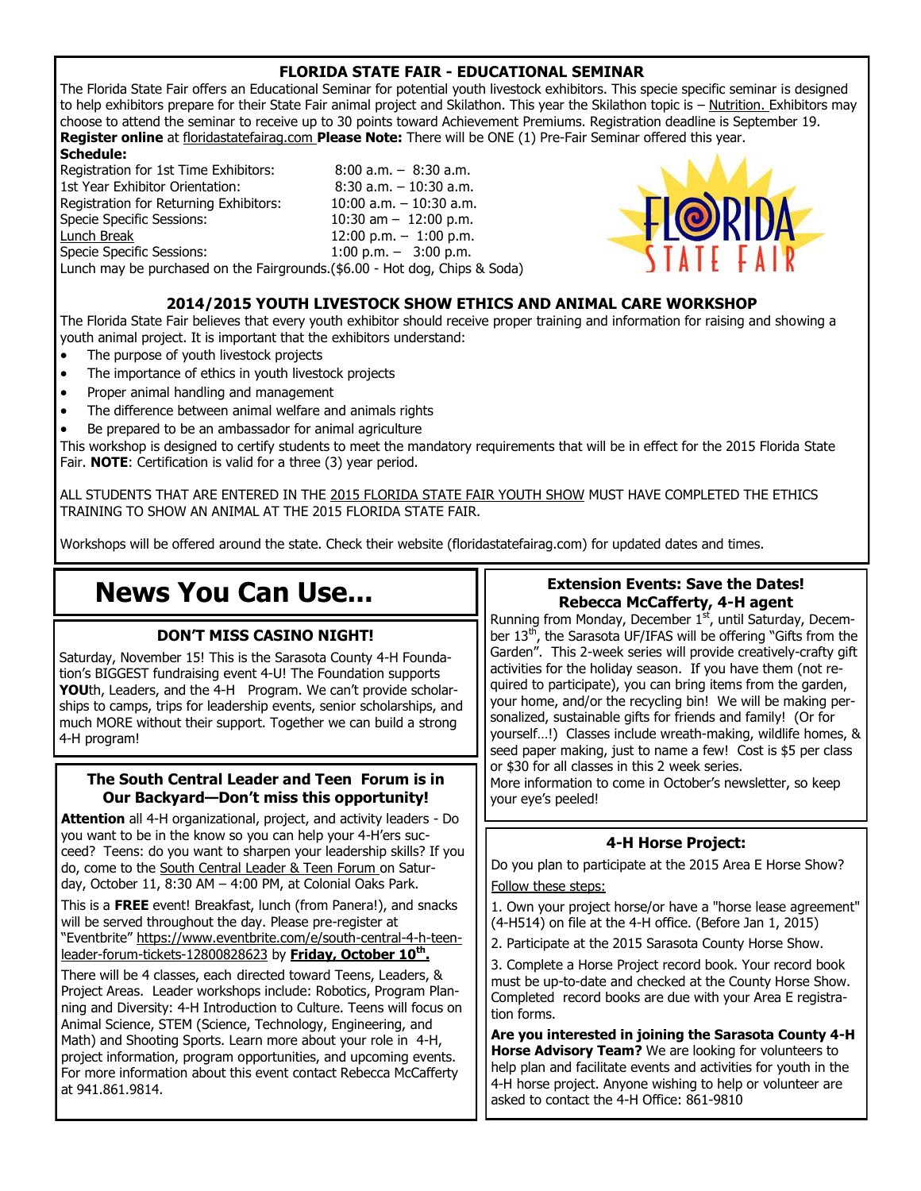## FLORIDA STATE FAIR - EDUCATIONAL SEMINAR

The Florida State Fair offers an Educational Seminar for potential youth livestock exhibitors. This specie specific seminar is designed to help exhibitors prepare for their State Fair animal project and Skilathon. This year the Skilathon topic is – Nutrition. Exhibitors may choose to attend the seminar to receive up to 30 points toward Achievement Premiums. Registration deadline is September 19. **Register online** at floridastatefairag.com **Please Note:** There will be ONE (1) Pre-Fair Seminar offered this year.

**Schedule:**

| | |
|---|---|
| Registration for 1st Time Exhibitors: | 8:00 a.m. – 8:30 a.m. |
| 1st Year Exhibitor Orientation: | 8:30 a.m. – 10:30 a.m. |
| Registration for Returning Exhibitors: | 10:00 a.m. – 10:30 a.m. |
| Specie Specific Sessions: | 10:30 am – 12:00 p.m. |
| Lunch Break | 12:00 p.m. – 1:00 p.m. |
| Specie Specific Sessions: | 1:00 p.m. – 3:00 p.m. |

Lunch may be purchased on the Fairgrounds.($6.00 - Hot dog, Chips & Soda)

## 2014/2015 YOUTH LIVESTOCK SHOW ETHICS AND ANIMAL CARE WORKSHOP

The Florida State Fair believes that every youth exhibitor should receive proper training and information for raising and showing a youth animal project. It is important that the exhibitors understand:

- The purpose of youth livestock projects
- The importance of ethics in youth livestock projects
- Proper animal handling and management
- The difference between animal welfare and animals rights
- Be prepared to be an ambassador for animal agriculture

This workshop is designed to certify students to meet the mandatory requirements that will be in effect for the 2015 Florida State Fair. **NOTE**: Certification is valid for a three (3) year period.

ALL STUDENTS THAT ARE ENTERED IN THE 2015 FLORIDA STATE FAIR YOUTH SHOW MUST HAVE COMPLETED THE ETHICS TRAINING TO SHOW AN ANIMAL AT THE 2015 FLORIDA STATE FAIR.

Workshops will be offered around the state. Check their website (floridastatefairag.com) for updated dates and times.

# News You Can Use...

### DON'T MISS CASINO NIGHT!

Saturday, November 15! This is the Sarasota County 4-H Foundation's BIGGEST fundraising event 4-U! The Foundation supports **YOU**th, Leaders, and the 4-H Program. We can't provide scholarships to camps, trips for leadership events, senior scholarships, and much MORE without their support. Together we can build a strong 4-H program!

### The South Central Leader and Teen Forum is in Our Backyard—Don't miss this opportunity!

**Attention** all 4-H organizational, project, and activity leaders - Do you want to be in the know so you can help your 4-H'ers succeed? Teens: do you want to sharpen your leadership skills? If you do, come to the South Central Leader & Teen Forum on Saturday, October 11, 8:30 AM – 4:00 PM, at Colonial Oaks Park.

This is a **FREE** event! Breakfast, lunch (from Panera!), and snacks will be served throughout the day. Please pre-register at "Eventbrite" https://www.eventbrite.com/e/south-central-4-h-teen-leader-forum-tickets-12800828623 by **Friday, October 10th.**

There will be 4 classes, each directed toward Teens, Leaders, & Project Areas. Leader workshops include: Robotics, Program Planning and Diversity: 4-H Introduction to Culture. Teens will focus on Animal Science, STEM (Science, Technology, Engineering, and Math) and Shooting Sports. Learn more about your role in 4-H, project information, program opportunities, and upcoming events. For more information about this event contact Rebecca McCafferty at 941.861.9814.

### Extension Events: Save the Dates! Rebecca McCafferty, 4-H agent

Running from Monday, December 1st, until Saturday, December 13th, the Sarasota UF/IFAS will be offering "Gifts from the Garden". This 2-week series will provide creatively-crafty gift activities for the holiday season. If you have them (not required to participate), you can bring items from the garden, your home, and/or the recycling bin! We will be making personalized, sustainable gifts for friends and family! (Or for yourself…!) Classes include wreath-making, wildlife homes, & seed paper making, just to name a few! Cost is $5 per class or $30 for all classes in this 2 week series.

More information to come in October's newsletter, so keep your eye's peeled!

### 4-H Horse Project:

Do you plan to participate at the 2015 Area E Horse Show?

Follow these steps:

1. Own your project horse/or have a "horse lease agreement" (4-H514) on file at the 4-H office. (Before Jan 1, 2015)
2. Participate at the 2015 Sarasota County Horse Show.
3. Complete a Horse Project record book. Your record book must be up-to-date and checked at the County Horse Show. Completed record books are due with your Area E registration forms.

**Are you interested in joining the Sarasota County 4-H Horse Advisory Team?** We are looking for volunteers to help plan and facilitate events and activities for youth in the 4-H horse project. Anyone wishing to help or volunteer are asked to contact the 4-H Office: 861-9810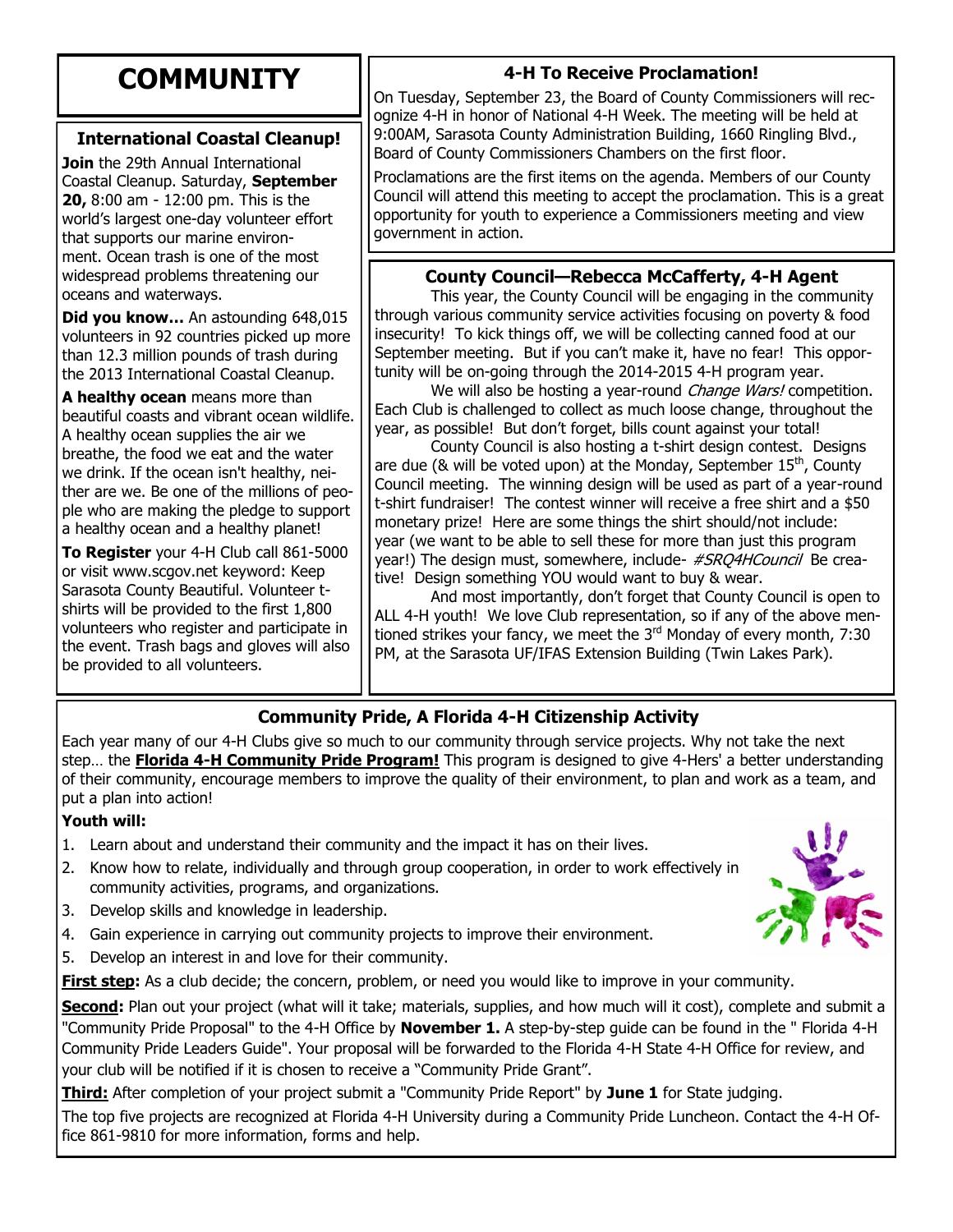# COMMUNITY

## International Coastal Cleanup!

**Join** the 29th Annual International Coastal Cleanup. Saturday, **September 20,** 8:00 am - 12:00 pm. This is the world's largest one-day volunteer effort that supports our marine environment. Ocean trash is one of the most widespread problems threatening our oceans and waterways.

**Did you know…** An astounding 648,015 volunteers in 92 countries picked up more than 12.3 million pounds of trash during the 2013 International Coastal Cleanup.

**A healthy ocean** means more than beautiful coasts and vibrant ocean wildlife. A healthy ocean supplies the air we breathe, the food we eat and the water we drink. If the ocean isn't healthy, neither are we. Be one of the millions of people who are making the pledge to support a healthy ocean and a healthy planet!

**To Register** your 4-H Club call 861-5000 or visit www.scgov.net keyword: Keep Sarasota County Beautiful. Volunteer t-shirts will be provided to the first 1,800 volunteers who register and participate in the event. Trash bags and gloves will also be provided to all volunteers.

## 4-H To Receive Proclamation!

On Tuesday, September 23, the Board of County Commissioners will recognize 4-H in honor of National 4-H Week. The meeting will be held at 9:00AM, Sarasota County Administration Building, 1660 Ringling Blvd., Board of County Commissioners Chambers on the first floor.

Proclamations are the first items on the agenda. Members of our County Council will attend this meeting to accept the proclamation. This is a great opportunity for youth to experience a Commissioners meeting and view government in action.

## County Council—Rebecca McCafferty, 4-H Agent

This year, the County Council will be engaging in the community through various community service activities focusing on poverty & food insecurity! To kick things off, we will be collecting canned food at our September meeting. But if you can't make it, have no fear! This opportunity will be on-going through the 2014-2015 4-H program year.

We will also be hosting a year-round *Change Wars!* competition. Each Club is challenged to collect as much loose change, throughout the year, as possible! But don't forget, bills count against your total!

County Council is also hosting a t-shirt design contest. Designs are due (& will be voted upon) at the Monday, September 15th, County Council meeting. The winning design will be used as part of a year-round t-shirt fundraiser! The contest winner will receive a free shirt and a $50 monetary prize! Here are some things the shirt should/not include: year (we want to be able to sell these for more than just this program year!) The design must, somewhere, include- *#SRQ4HCouncil* Be creative! Design something YOU would want to buy & wear.

And most importantly, don't forget that County Council is open to ALL 4-H youth! We love Club representation, so if any of the above mentioned strikes your fancy, we meet the 3rd Monday of every month, 7:30 PM, at the Sarasota UF/IFAS Extension Building (Twin Lakes Park).

## Community Pride, A Florida 4-H Citizenship Activity

Each year many of our 4-H Clubs give so much to our community through service projects. Why not take the next step… the **Florida 4-H Community Pride Program!** This program is designed to give 4-Hers' a better understanding of their community, encourage members to improve the quality of their environment, to plan and work as a team, and put a plan into action!

**Youth will:**

1. Learn about and understand their community and the impact it has on their lives.
2. Know how to relate, individually and through group cooperation, in order to work effectively in community activities, programs, and organizations.
3. Develop skills and knowledge in leadership.
4. Gain experience in carrying out community projects to improve their environment.
5. Develop an interest in and love for their community.

**First step:** As a club decide; the concern, problem, or need you would like to improve in your community.

**Second:** Plan out your project (what will it take; materials, supplies, and how much will it cost), complete and submit a "Community Pride Proposal" to the 4-H Office by **November 1.** A step-by-step guide can be found in the " Florida 4-H Community Pride Leaders Guide". Your proposal will be forwarded to the Florida 4-H State 4-H Office for review, and your club will be notified if it is chosen to receive a "Community Pride Grant".

**Third:** After completion of your project submit a "Community Pride Report" by **June 1** for State judging.

The top five projects are recognized at Florida 4-H University during a Community Pride Luncheon. Contact the 4-H Office 861-9810 for more information, forms and help.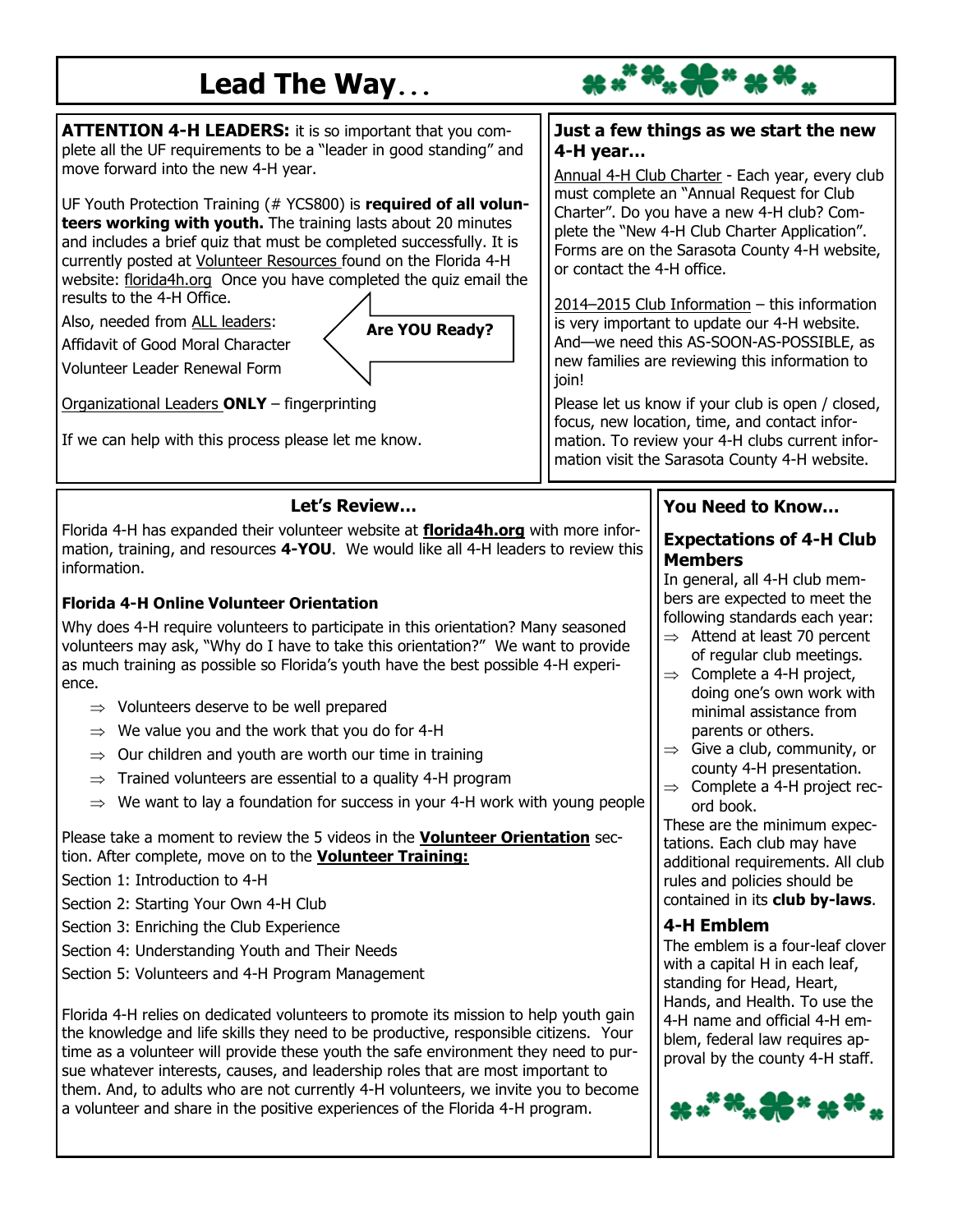# Lead The Way…

**ATTENTION 4-H LEADERS:** it is so important that you complete all the UF requirements to be a "leader in good standing" and move forward into the new 4-H year.

UF Youth Protection Training (# YCS800) is **required of all volunteers working with youth.** The training lasts about 20 minutes and includes a brief quiz that must be completed successfully. It is currently posted at Volunteer Resources found on the Florida 4-H website: florida4h.org Once you have completed the quiz email the results to the 4-H Office.

Also, needed from ALL leaders:

Affidavit of Good Moral Character

Volunteer Leader Renewal Form

**Are YOU Ready?**

Organizational Leaders **ONLY** – fingerprinting

If we can help with this process please let me know.

### Just a few things as we start the new 4-H year…

Annual 4-H Club Charter - Each year, every club must complete an "Annual Request for Club Charter". Do you have a new 4-H club? Complete the "New 4-H Club Charter Application". Forms are on the Sarasota County 4-H website, or contact the 4-H office.

2014–2015 Club Information – this information is very important to update our 4-H website. And—we need this AS-SOON-AS-POSSIBLE, as new families are reviewing this information to join!

Please let us know if your club is open / closed, focus, new location, time, and contact information. To review your 4-H clubs current information visit the Sarasota County 4-H website.

## Let's Review…

Florida 4-H has expanded their volunteer website at **florida4h.org** with more information, training, and resources **4-YOU**. We would like all 4-H leaders to review this information.

### Florida 4-H Online Volunteer Orientation

Why does 4-H require volunteers to participate in this orientation? Many seasoned volunteers may ask, "Why do I have to take this orientation?" We want to provide as much training as possible so Florida's youth have the best possible 4-H experience.

- ⇒ Volunteers deserve to be well prepared
- ⇒ We value you and the work that you do for 4-H
- ⇒ Our children and youth are worth our time in training
- ⇒ Trained volunteers are essential to a quality 4-H program
- ⇒ We want to lay a foundation for success in your 4-H work with young people

Please take a moment to review the 5 videos in the **Volunteer Orientation** section. After complete, move on to the **Volunteer Training:**

Section 1: Introduction to 4-H

Section 2: Starting Your Own 4-H Club

Section 3: Enriching the Club Experience

Section 4: Understanding Youth and Their Needs

Section 5: Volunteers and 4-H Program Management

Florida 4-H relies on dedicated volunteers to promote its mission to help youth gain the knowledge and life skills they need to be productive, responsible citizens. Your time as a volunteer will provide these youth the safe environment they need to pursue whatever interests, causes, and leadership roles that are most important to them. And, to adults who are not currently 4-H volunteers, we invite you to become a volunteer and share in the positive experiences of the Florida 4-H program.

## You Need to Know…

### Expectations of 4-H Club Members

In general, all 4-H club members are expected to meet the following standards each year:

- ⇒ Attend at least 70 percent of regular club meetings.
- ⇒ Complete a 4-H project, doing one's own work with minimal assistance from parents or others.
- ⇒ Give a club, community, or county 4-H presentation.
- ⇒ Complete a 4-H project record book.

These are the minimum expectations. Each club may have additional requirements. All club rules and policies should be contained in its **club by-laws**.

### 4-H Emblem

The emblem is a four-leaf clover with a capital H in each leaf, standing for Head, Heart, Hands, and Health. To use the 4-H name and official 4-H emblem, federal law requires approval by the county 4-H staff.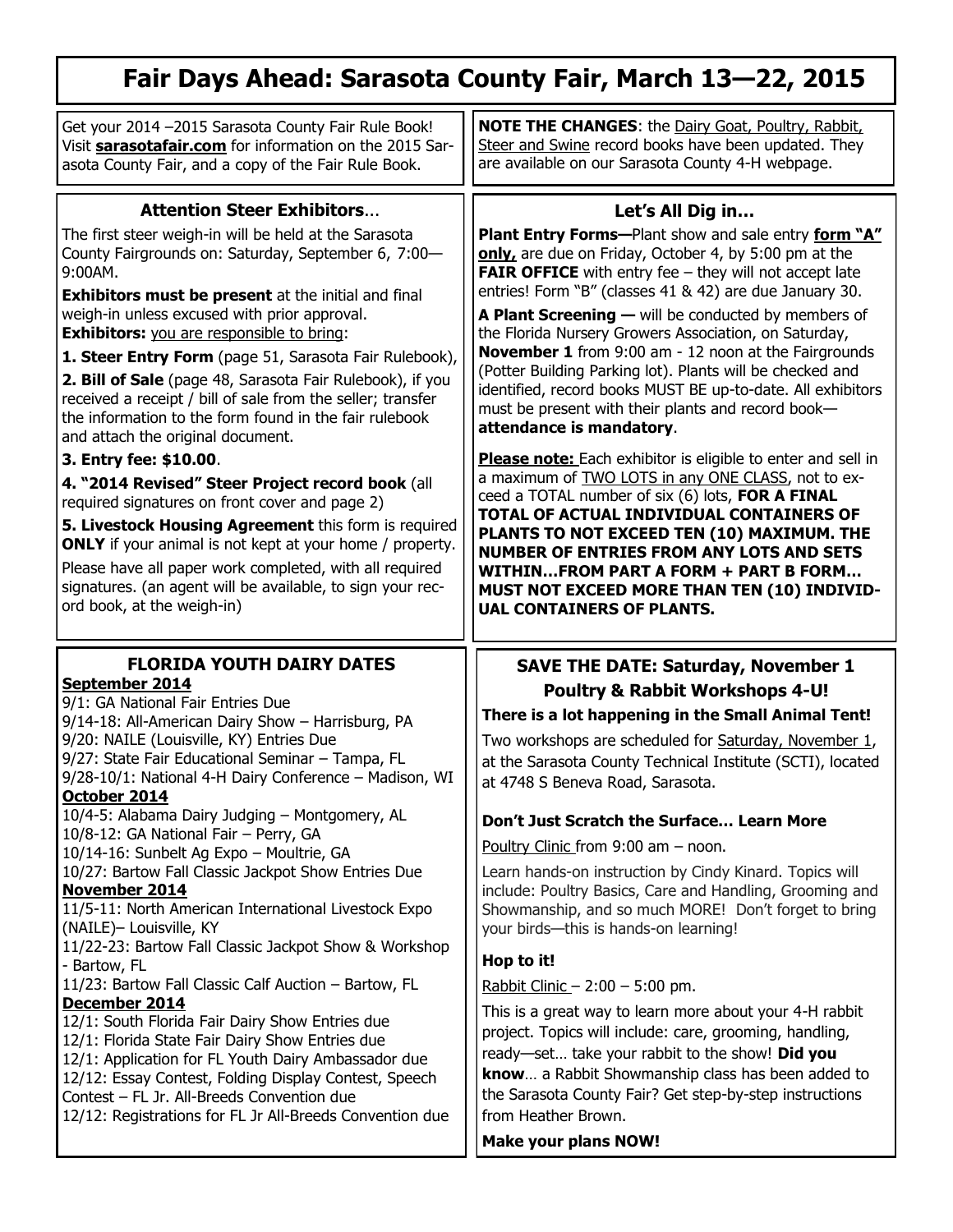# Fair Days Ahead: Sarasota County Fair, March 13—22, 2015

Get your 2014 –2015 Sarasota County Fair Rule Book! Visit **sarasotafair.com** for information on the 2015 Sarasota County Fair, and a copy of the Fair Rule Book.

**NOTE THE CHANGES**: the Dairy Goat, Poultry, Rabbit, Steer and Swine record books have been updated. They are available on our Sarasota County 4-H webpage.

## Attention Steer Exhibitors…

The first steer weigh-in will be held at the Sarasota County Fairgrounds on: Saturday, September 6, 7:00—9:00AM.

**Exhibitors must be present** at the initial and final weigh-in unless excused with prior approval.
**Exhibitors:** you are responsible to bring:

**1. Steer Entry Form** (page 51, Sarasota Fair Rulebook),

**2. Bill of Sale** (page 48, Sarasota Fair Rulebook), if you received a receipt / bill of sale from the seller; transfer the information to the form found in the fair rulebook and attach the original document.

**3. Entry fee: $10.00**.

**4. "2014 Revised" Steer Project record book** (all required signatures on front cover and page 2)

**5. Livestock Housing Agreement** this form is required **ONLY** if your animal is not kept at your home / property.

Please have all paper work completed, with all required signatures. (an agent will be available, to sign your record book, at the weigh-in)

## Let's All Dig in…

**Plant Entry Forms—**Plant show and sale entry **form "A" only,** are due on Friday, October 4, by 5:00 pm at the **FAIR OFFICE** with entry fee – they will not accept late entries! Form "B" (classes 41 & 42) are due January 30.

**A Plant Screening —** will be conducted by members of the Florida Nursery Growers Association, on Saturday, **November 1** from 9:00 am - 12 noon at the Fairgrounds (Potter Building Parking lot). Plants will be checked and identified, record books MUST BE up-to-date. All exhibitors must be present with their plants and record book—**attendance is mandatory**.

**Please note:** Each exhibitor is eligible to enter and sell in a maximum of TWO LOTS in any ONE CLASS, not to exceed a TOTAL number of six (6) lots, **FOR A FINAL TOTAL OF ACTUAL INDIVIDUAL CONTAINERS OF PLANTS TO NOT EXCEED TEN (10) MAXIMUM. THE NUMBER OF ENTRIES FROM ANY LOTS AND SETS WITHIN…FROM PART A FORM + PART B FORM… MUST NOT EXCEED MORE THAN TEN (10) INDIVIDUAL CONTAINERS OF PLANTS.**

## FLORIDA YOUTH DAIRY DATES

**September 2014**
9/1: GA National Fair Entries Due
9/14-18: All-American Dairy Show – Harrisburg, PA
9/20: NAILE (Louisville, KY) Entries Due
9/27: State Fair Educational Seminar – Tampa, FL
9/28-10/1: National 4-H Dairy Conference – Madison, WI

**October 2014**
10/4-5: Alabama Dairy Judging – Montgomery, AL
10/8-12: GA National Fair – Perry, GA
10/14-16: Sunbelt Ag Expo – Moultrie, GA
10/27: Bartow Fall Classic Jackpot Show Entries Due

**November 2014**
11/5-11: North American International Livestock Expo (NAILE)– Louisville, KY
11/22-23: Bartow Fall Classic Jackpot Show & Workshop - Bartow, FL
11/23: Bartow Fall Classic Calf Auction – Bartow, FL

**December 2014**
12/1: South Florida Fair Dairy Show Entries due
12/1: Florida State Fair Dairy Show Entries due
12/1: Application for FL Youth Dairy Ambassador due
12/12: Essay Contest, Folding Display Contest, Speech Contest – FL Jr. All-Breeds Convention due
12/12: Registrations for FL Jr All-Breeds Convention due

## SAVE THE DATE: Saturday, November 1 Poultry & Rabbit Workshops 4-U!

**There is a lot happening in the Small Animal Tent!**

Two workshops are scheduled for Saturday, November 1, at the Sarasota County Technical Institute (SCTI), located at 4748 S Beneva Road, Sarasota.

### Don't Just Scratch the Surface… Learn More

Poultry Clinic from 9:00 am – noon.

Learn hands-on instruction by Cindy Kinard. Topics will include: Poultry Basics, Care and Handling, Grooming and Showmanship, and so much MORE! Don't forget to bring your birds—this is hands-on learning!

### Hop to it!

Rabbit Clinic – 2:00 – 5:00 pm.

This is a great way to learn more about your 4-H rabbit project. Topics will include: care, grooming, handling, ready—set… take your rabbit to the show! **Did you know**… a Rabbit Showmanship class has been added to the Sarasota County Fair? Get step-by-step instructions from Heather Brown.

**Make your plans NOW!**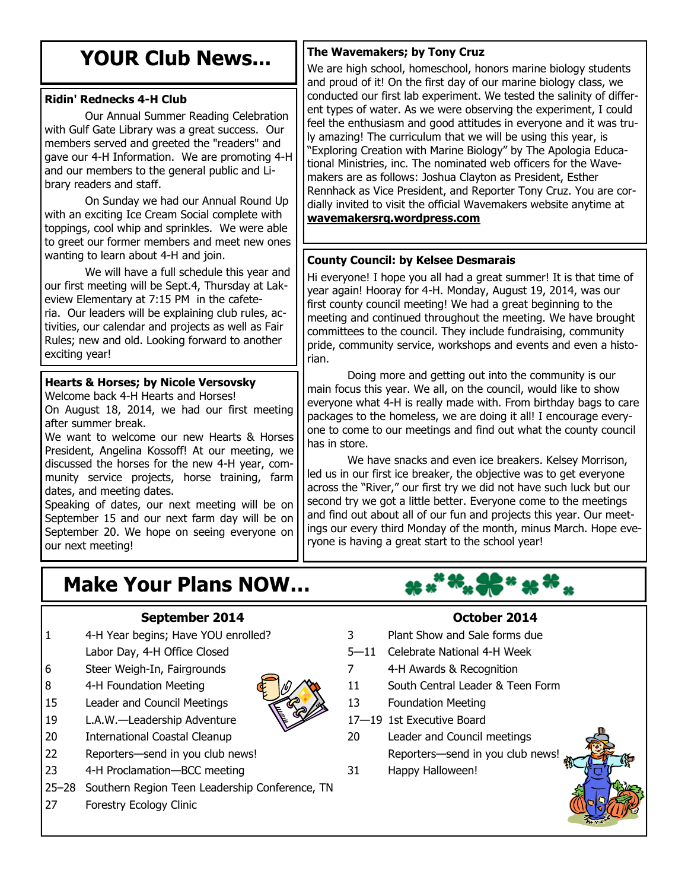# YOUR Club News...

### Ridin' Rednecks 4-H Club

Our Annual Summer Reading Celebration with Gulf Gate Library was a great success. Our members served and greeted the "readers" and gave our 4-H Information. We are promoting 4-H and our members to the general public and Library readers and staff.

On Sunday we had our Annual Round Up with an exciting Ice Cream Social complete with toppings, cool whip and sprinkles. We were able to greet our former members and meet new ones wanting to learn about 4-H and join.

We will have a full schedule this year and our first meeting will be Sept.4, Thursday at Lakeview Elementary at 7:15 PM in the cafeteria. Our leaders will be explaining club rules, activities, our calendar and projects as well as Fair Rules; new and old. Looking forward to another exciting year!

### Hearts & Horses; by Nicole Versovsky

Welcome back 4-H Hearts and Horses!

On August 18, 2014, we had our first meeting after summer break.

We want to welcome our new Hearts & Horses President, Angelina Kossoff! At our meeting, we discussed the horses for the new 4-H year, community service projects, horse training, farm dates, and meeting dates.

Speaking of dates, our next meeting will be on September 15 and our next farm day will be on September 20. We hope on seeing everyone on our next meeting!

### The Wavemakers; by Tony Cruz

We are high school, homeschool, honors marine biology students and proud of it! On the first day of our marine biology class, we conducted our first lab experiment. We tested the salinity of different types of water. As we were observing the experiment, I could feel the enthusiasm and good attitudes in everyone and it was truly amazing! The curriculum that we will be using this year, is "Exploring Creation with Marine Biology" by The Apologia Educational Ministries, inc. The nominated web officers for the Wavemakers are as follows: Joshua Clayton as President, Esther Rennhack as Vice President, and Reporter Tony Cruz. You are cordially invited to visit the official Wavemakers website anytime at **wavemakersrq.wordpress.com**

### County Council: by Kelsee Desmarais

Hi everyone! I hope you all had a great summer! It is that time of year again! Hooray for 4-H. Monday, August 19, 2014, was our first county council meeting! We had a great beginning to the meeting and continued throughout the meeting. We have brought committees to the council. They include fundraising, community pride, community service, workshops and events and even a historian.

Doing more and getting out into the community is our main focus this year. We all, on the council, would like to show everyone what 4-H is really made with. From birthday bags to care packages to the homeless, we are doing it all! I encourage everyone to come to our meetings and find out what the county council has in store.

We have snacks and even ice breakers. Kelsey Morrison, led us in our first ice breaker, the objective was to get everyone across the "River," our first try we did not have such luck but our second try we got a little better. Everyone come to the meetings and find out about all of our fun and projects this year. Our meetings our every third Monday of the month, minus March. Hope everyone is having a great start to the school year!

# Make Your Plans NOW...

### September 2014

| | |
|---|---|
| 1 | 4-H Year begins; Have YOU enrolled? |
| | Labor Day, 4-H Office Closed |
| 6 | Steer Weigh-In, Fairgrounds |
| 8 | 4-H Foundation Meeting |
| 15 | Leader and Council Meetings |
| 19 | L.A.W.—Leadership Adventure |
| 20 | International Coastal Cleanup |
| 22 | Reporters—send in you club news! |
| 23 | 4-H Proclamation—BCC meeting |
| 25–28 | Southern Region Teen Leadership Conference, TN |
| 27 | Forestry Ecology Clinic |

### October 2014

| | |
|---|---|
| 3 | Plant Show and Sale forms due |
| 5—11 | Celebrate National 4-H Week |
| 7 | 4-H Awards & Recognition |
| 11 | South Central Leader & Teen Form |
| 13 | Foundation Meeting |
| 17—19 | 1st Executive Board |
| 20 | Leader and Council meetings |
| | Reporters—send in you club news! |
| 31 | Happy Halloween! |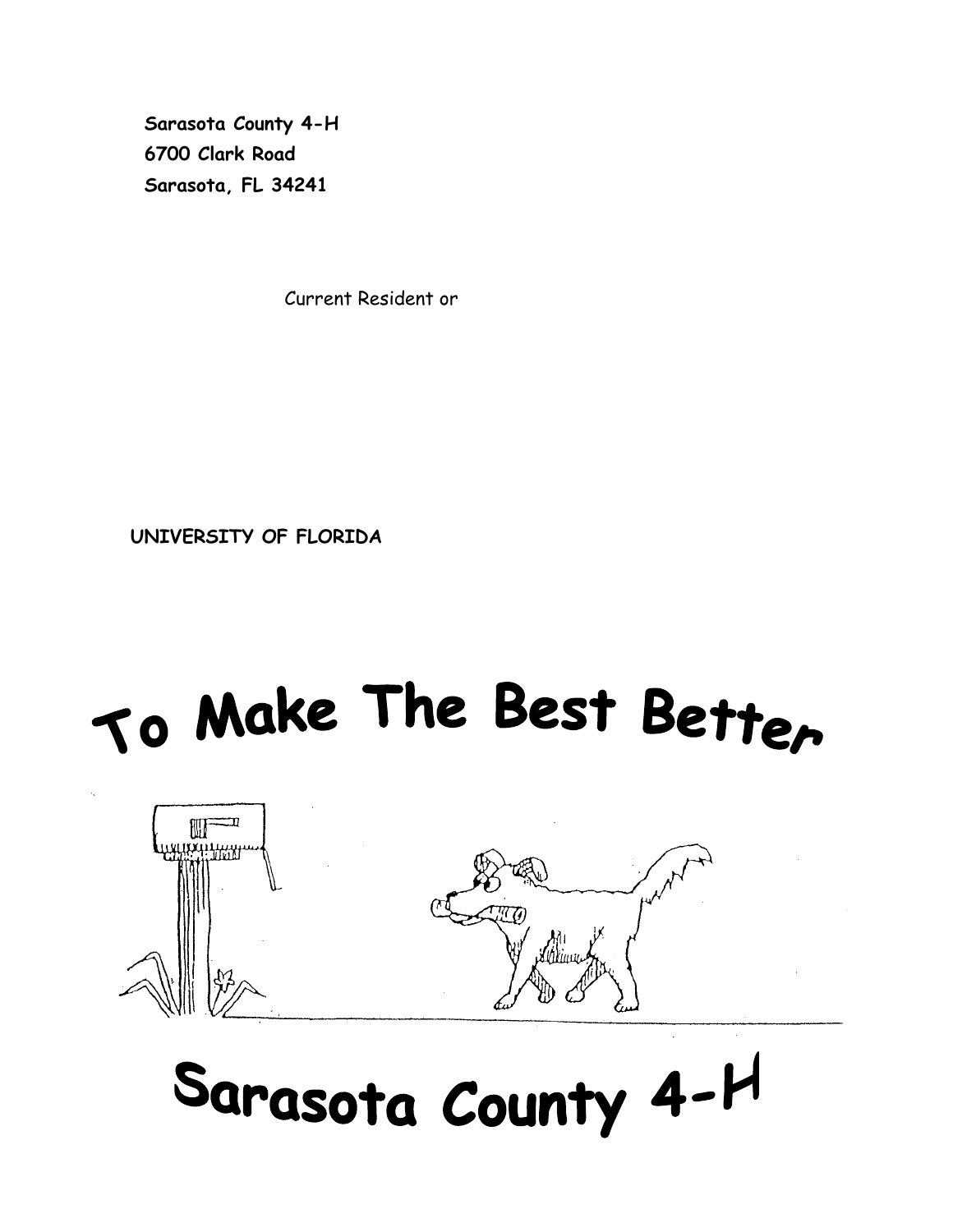Sarasota County 4-H
6700 Clark Road
Sarasota, FL 34241

Current Resident or

UNIVERSITY OF FLORIDA

# To Make The Best Better

# Sarasota County 4-H